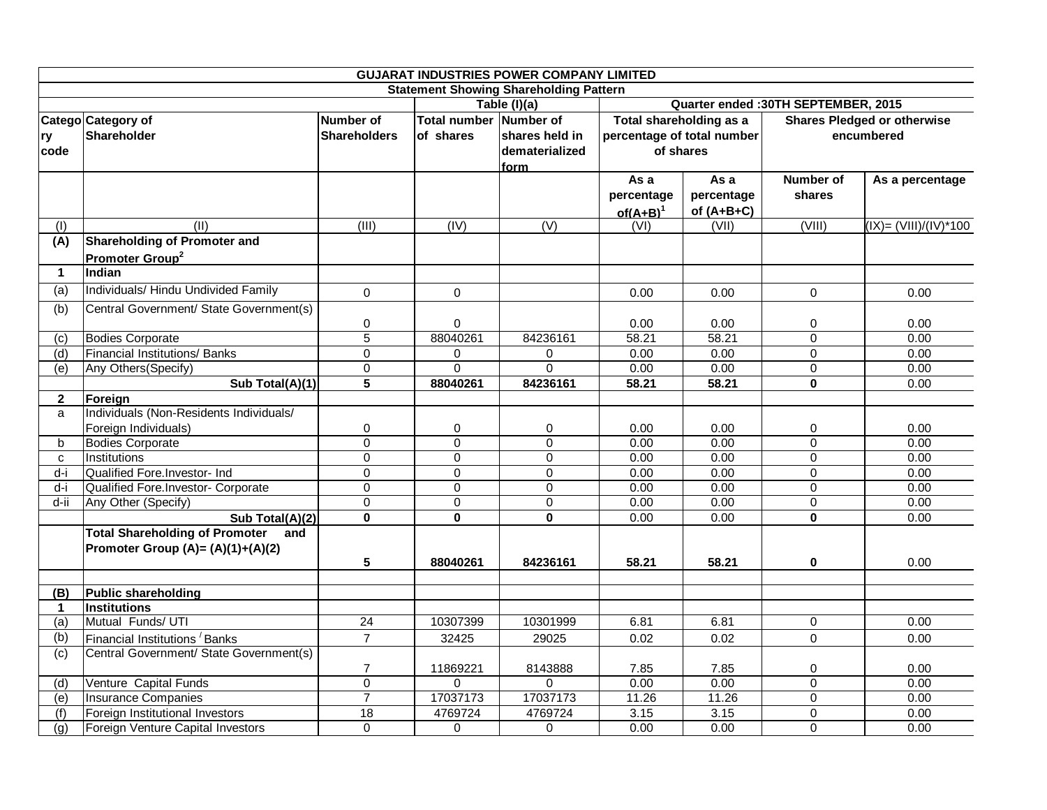| GUJARAT INDUSTRIES POWER COMPANY LIMITED | | | | | | | | |
|---|---|---|---|---|---|---|---|---|
| Statement Showing Shareholding Pattern | | | | | | | | |
| | | | Table (I)(a) | | Quarter ended :30TH SEPTEMBER, 2015 | | | |
| Category code | Category of Shareholder | Number of Shareholders | Total number of shares | Number of shares held in dematerialized form | Total shareholding as a percentage of total number of shares | | Shares Pledged or otherwise encumbered | |
| | | | | | As a percentage of(A+B)[1] | As a percentage of (A+B+C) | Number of shares | As a percentage |
| (I) | (II) | (III) | (IV) | (V) | (VI) | (VII) | (VIII) | (IX)= (VIII)/(IV)*100 |
| **(A)** | **Shareholding of Promoter and Promoter Group[2]** | | | | | | | |
| **1** | **Indian** | | | | | | | |
| (a) | Individuals/ Hindu Undivided Family | 0 | 0 | | 0.00 | 0.00 | 0 | 0.00 |
| (b) | Central Government/ State Government(s) | 0 | 0 | | 0.00 | 0.00 | 0 | 0.00 |
| (c) | Bodies Corporate | 5 | 88040261 | 84236161 | 58.21 | 58.21 | 0 | 0.00 |
| (d) | Financial Institutions/ Banks | 0 | 0 | 0 | 0.00 | 0.00 | 0 | 0.00 |
| (e) | Any Others(Specify) | 0 | 0 | 0 | 0.00 | 0.00 | 0 | 0.00 |
| | **Sub Total(A)(1)** | **5** | **88040261** | **84236161** | **58.21** | **58.21** | **0** | 0.00 |
| **2** | **Foreign** | | | | | | | |
| a | Individuals (Non-Residents Individuals/ Foreign Individuals) | 0 | 0 | 0 | 0.00 | 0.00 | 0 | 0.00 |
| b | Bodies Corporate | 0 | 0 | 0 | 0.00 | 0.00 | 0 | 0.00 |
| c | Institutions | 0 | 0 | 0 | 0.00 | 0.00 | 0 | 0.00 |
| d-i | Qualified Fore.Investor- Ind | 0 | 0 | 0 | 0.00 | 0.00 | 0 | 0.00 |
| d-i | Qualified Fore.Investor- Corporate | 0 | 0 | 0 | 0.00 | 0.00 | 0 | 0.00 |
| d-ii | Any Other (Specify) | 0 | 0 | 0 | 0.00 | 0.00 | 0 | 0.00 |
| | **Sub Total(A)(2)** | **0** | **0** | **0** | 0.00 | 0.00 | **0** | 0.00 |
| | **Total Shareholding of Promoter and Promoter Group (A)= (A)(1)+(A)(2)** | **5** | **88040261** | **84236161** | **58.21** | **58.21** | **0** | 0.00 |
| | | | | | | | | |
| **(B)** | **Public shareholding** | | | | | | | |
| **1** | **Institutions** | | | | | | | |
| (a) | Mutual Funds/ UTI | 24 | 10307399 | 10301999 | 6.81 | 6.81 | 0 | 0.00 |
| (b) | Financial Institutions / Banks | 7 | 32425 | 29025 | 0.02 | 0.02 | 0 | 0.00 |
| (c) | Central Government/ State Government(s) | 7 | 11869221 | 8143888 | 7.85 | 7.85 | 0 | 0.00 |
| (d) | Venture Capital Funds | 0 | 0 | 0 | 0.00 | 0.00 | 0 | 0.00 |
| (e) | Insurance Companies | 7 | 17037173 | 17037173 | 11.26 | 11.26 | 0 | 0.00 |
| (f) | Foreign Institutional Investors | 18 | 4769724 | 4769724 | 3.15 | 3.15 | 0 | 0.00 |
| (g) | Foreign Venture Capital Investors | 0 | 0 | 0 | 0.00 | 0.00 | 0 | 0.00 |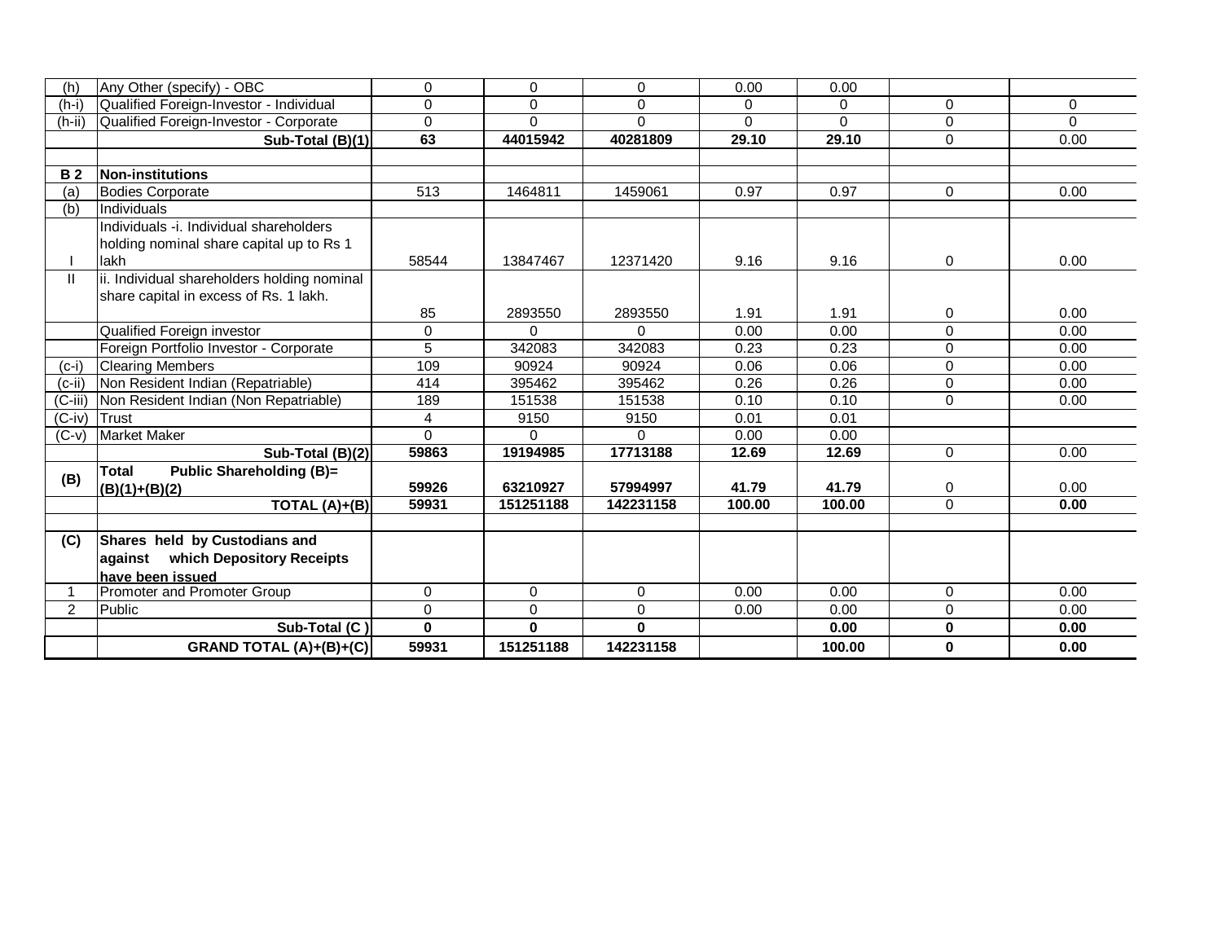| | | | | | | | | |
|---|---|---|---|---|---|---|---|---|
| (h) | Any Other (specify) - OBC | 0 | 0 | 0 | 0.00 | 0.00 | | |
| (h-i) | Qualified Foreign-Investor - Individual | 0 | 0 | 0 | 0 | 0 | 0 | 0 |
| (h-ii) | Qualified Foreign-Investor - Corporate | 0 | 0 | 0 | 0 | 0 | 0 | 0 |
| | **Sub-Total (B)(1)** | **63** | **44015942** | **40281809** | **29.10** | **29.10** | 0 | 0.00 |
| | | | | | | | | |
| **B 2** | **Non-institutions** | | | | | | | |
| (a) | Bodies Corporate | 513 | 1464811 | 1459061 | 0.97 | 0.97 | 0 | 0.00 |
| (b) | Individuals | | | | | | | |
| I | Individuals -i. Individual shareholders holding nominal share capital up to Rs 1 lakh | 58544 | 13847467 | 12371420 | 9.16 | 9.16 | 0 | 0.00 |
| II | ii. Individual shareholders holding nominal share capital in excess of Rs. 1 lakh. | 85 | 2893550 | 2893550 | 1.91 | 1.91 | 0 | 0.00 |
| | Qualified Foreign investor | 0 | 0 | 0 | 0.00 | 0.00 | 0 | 0.00 |
| | Foreign Portfolio Investor - Corporate | 5 | 342083 | 342083 | 0.23 | 0.23 | 0 | 0.00 |
| (c-i) | Clearing Members | 109 | 90924 | 90924 | 0.06 | 0.06 | 0 | 0.00 |
| (c-ii) | Non Resident Indian (Repatriable) | 414 | 395462 | 395462 | 0.26 | 0.26 | 0 | 0.00 |
| (C-iii) | Non Resident Indian (Non Repatriable) | 189 | 151538 | 151538 | 0.10 | 0.10 | 0 | 0.00 |
| (C-iv) | Trust | 4 | 9150 | 9150 | 0.01 | 0.01 | | |
| (C-v) | Market Maker | 0 | 0 | 0 | 0.00 | 0.00 | | |
| | **Sub-Total (B)(2)** | **59863** | **19194985** | **17713188** | **12.69** | **12.69** | 0 | 0.00 |
| **(B)** | **Total Public Shareholding (B)= (B)(1)+(B)(2)** | **59926** | **63210927** | **57994997** | **41.79** | **41.79** | 0 | 0.00 |
| | **TOTAL (A)+(B)** | **59931** | **151251188** | **142231158** | **100.00** | **100.00** | 0 | **0.00** |
| | | | | | | | | |
| **(C)** | **Shares held by Custodians and against which Depository Receipts have been issued** | | | | | | | |
| 1 | Promoter and Promoter Group | 0 | 0 | 0 | 0.00 | 0.00 | 0 | 0.00 |
| 2 | Public | 0 | 0 | 0 | 0.00 | 0.00 | 0 | 0.00 |
| | **Sub-Total (C )** | **0** | **0** | **0** | | **0.00** | **0** | **0.00** |
| | **GRAND TOTAL (A)+(B)+(C)** | **59931** | **151251188** | **142231158** | | **100.00** | **0** | **0.00** |